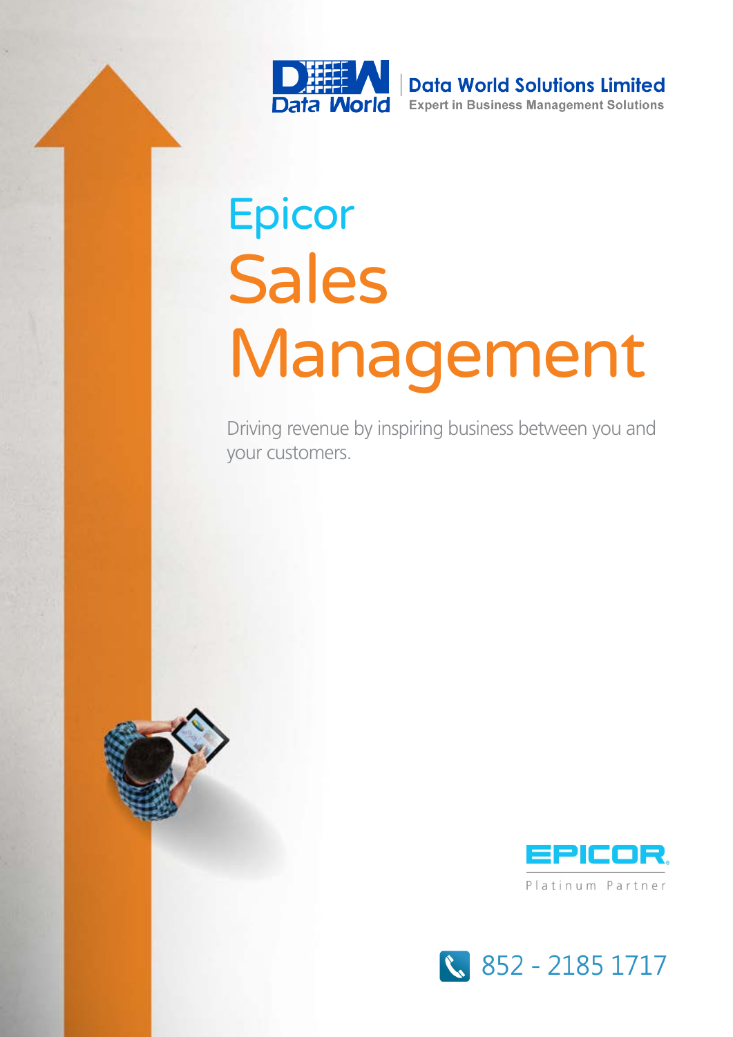Data World Solutions Limited

Expert in Business Management Solutions

# Epicor Sales Management

Driving revenue by inspiring business between you and your customers.

EPICOR

Platinum Partner

852 - 2185 1717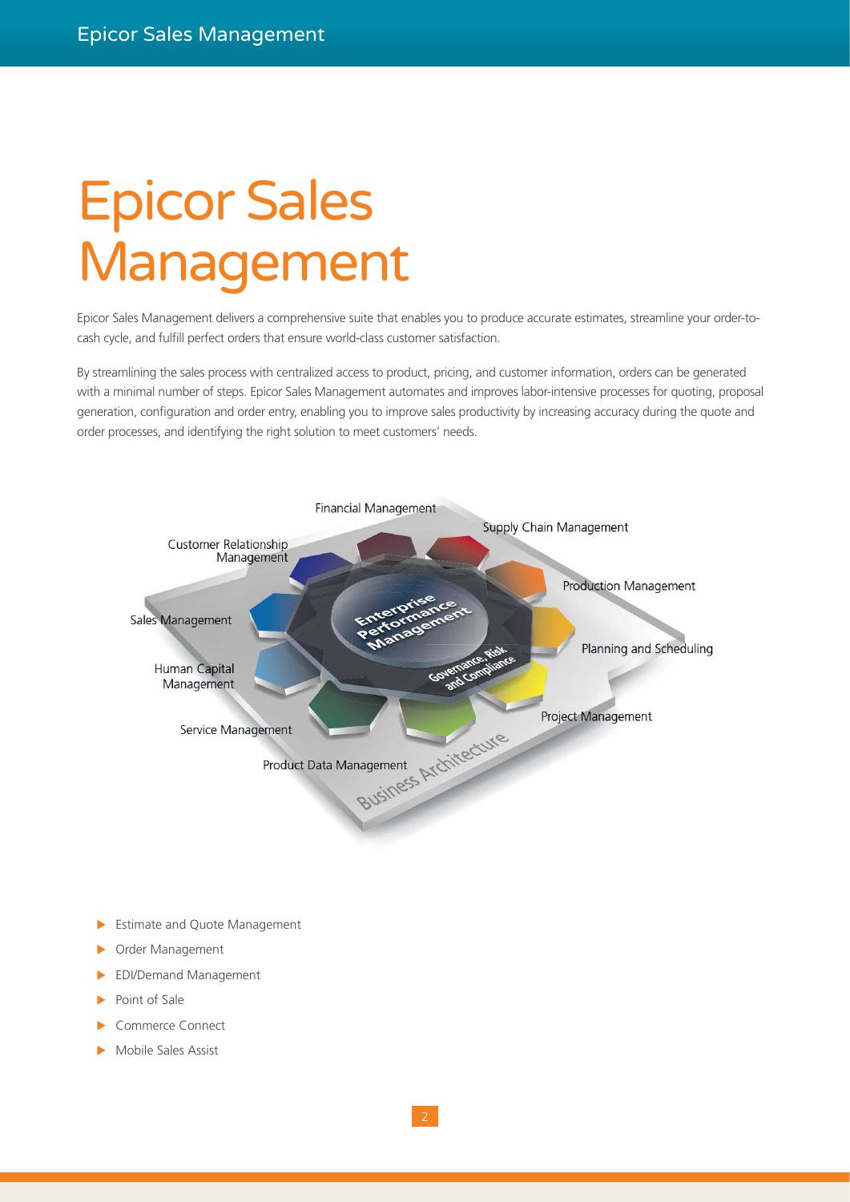# Epicor Sales Management

Epicor Sales Management delivers a comprehensive suite that enables you to produce accurate estimates, streamline your order-to-cash cycle, and fulfill perfect orders that ensure world-class customer satisfaction.

By streamlining the sales process with centralized access to product, pricing, and customer information, orders can be generated with a minimal number of steps. Epicor Sales Management automates and improves labor-intensive processes for quoting, proposal generation, configuration and order entry, enabling you to improve sales productivity by increasing accuracy during the quote and order processes, and identifying the right solution to meet customers' needs.

Financial Management
Supply Chain Management
Customer Relationship Management
Production Management
Enterprise Performance Management
Sales Management
Planning and Scheduling
Governance, Risk and Compliance
Human Capital Management
Project Management
Service Management
Product Data Management
Business Architecture

- Estimate and Quote Management
- Order Management
- EDI/Demand Management
- Point of Sale
- Commerce Connect
- Mobile Sales Assist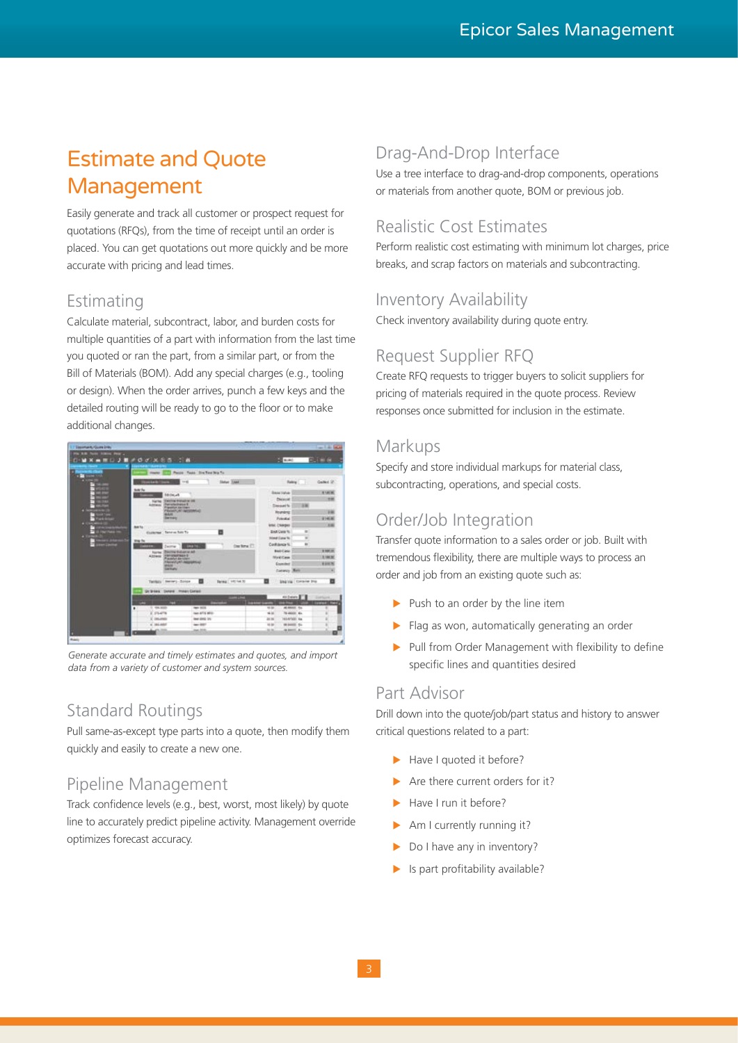# Estimate and Quote Management

Easily generate and track all customer or prospect request for quotations (RFQs), from the time of receipt until an order is placed. You can get quotations out more quickly and be more accurate with pricing and lead times.

## Estimating

Calculate material, subcontract, labor, and burden costs for multiple quantities of a part with information from the last time you quoted or ran the part, from a similar part, or from the Bill of Materials (BOM). Add any special charges (e.g., tooling or design). When the order arrives, punch a few keys and the detailed routing will be ready to go to the floor or to make additional changes.

*Generate accurate and timely estimates and quotes, and import data from a variety of customer and system sources.*

## Standard Routings

Pull same-as-except type parts into a quote, then modify them quickly and easily to create a new one.

## Pipeline Management

Track confidence levels (e.g., best, worst, most likely) by quote line to accurately predict pipeline activity. Management override optimizes forecast accuracy.

## Drag-And-Drop Interface

Use a tree interface to drag-and-drop components, operations or materials from another quote, BOM or previous job.

## Realistic Cost Estimates

Perform realistic cost estimating with minimum lot charges, price breaks, and scrap factors on materials and subcontracting.

## Inventory Availability

Check inventory availability during quote entry.

## Request Supplier RFQ

Create RFQ requests to trigger buyers to solicit suppliers for pricing of materials required in the quote process. Review responses once submitted for inclusion in the estimate.

## Markups

Specify and store individual markups for material class, subcontracting, operations, and special costs.

## Order/Job Integration

Transfer quote information to a sales order or job. Built with tremendous flexibility, there are multiple ways to process an order and job from an existing quote such as:

- Push to an order by the line item
- Flag as won, automatically generating an order
- Pull from Order Management with flexibility to define specific lines and quantities desired

## Part Advisor

Drill down into the quote/job/part status and history to answer critical questions related to a part:

- Have I quoted it before?
- Are there current orders for it?
- Have I run it before?
- Am I currently running it?
- Do I have any in inventory?
- Is part profitability available?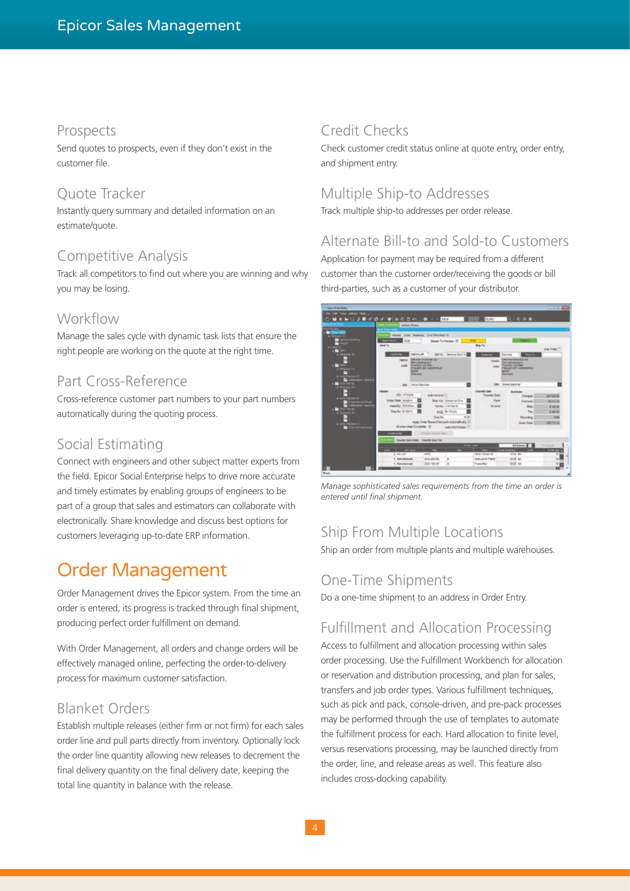### Prospects

Send quotes to prospects, even if they don't exist in the customer file.

### Quote Tracker

Instantly query summary and detailed information on an estimate/quote.

### Competitive Analysis

Track all competitors to find out where you are winning and why you may be losing.

### Workflow

Manage the sales cycle with dynamic task lists that ensure the right people are working on the quote at the right time.

### Part Cross-Reference

Cross-reference customer part numbers to your part numbers automatically during the quoting process.

### Social Estimating

Connect with engineers and other subject matter experts from the field. Epicor Social Enterprise helps to drive more accurate and timely estimates by enabling groups of engineers to be part of a group that sales and estimators can collaborate with electronically. Share knowledge and discuss best options for customers leveraging up-to-date ERP information.

## Order Management

Order Management drives the Epicor system. From the time an order is entered, its progress is tracked through final shipment, producing perfect order fulfillment on demand.

With Order Management, all orders and change orders will be effectively managed online, perfecting the order-to-delivery process for maximum customer satisfaction.

### Blanket Orders

Establish multiple releases (either firm or not firm) for each sales order line and pull parts directly from inventory. Optionally lock the order line quantity allowing new releases to decrement the final delivery quantity on the final delivery date, keeping the total line quantity in balance with the release.

### Credit Checks

Check customer credit status online at quote entry, order entry, and shipment entry.

### Multiple Ship-to Addresses

Track multiple ship-to addresses per order release.

### Alternate Bill-to and Sold-to Customers

Application for payment may be required from a different customer than the customer order/receiving the goods or bill third-parties, such as a customer of your distributor.

*Manage sophisticated sales requirements from the time an order is entered until final shipment.*

### Ship From Multiple Locations

Ship an order from multiple plants and multiple warehouses.

### One-Time Shipments

Do a one-time shipment to an address in Order Entry.

### Fulfillment and Allocation Processing

Access to fulfillment and allocation processing within sales order processing. Use the Fulfillment Workbench for allocation or reservation and distribution processing, and plan for sales, transfers and job order types. Various fulfillment techniques, such as pick and pack, console-driven, and pre-pack processes may be performed through the use of templates to automate the fulfillment process for each. Hard allocation to finite level, versus reservations processing, may be launched directly from the order, line, and release areas as well. This feature also includes cross-docking capability.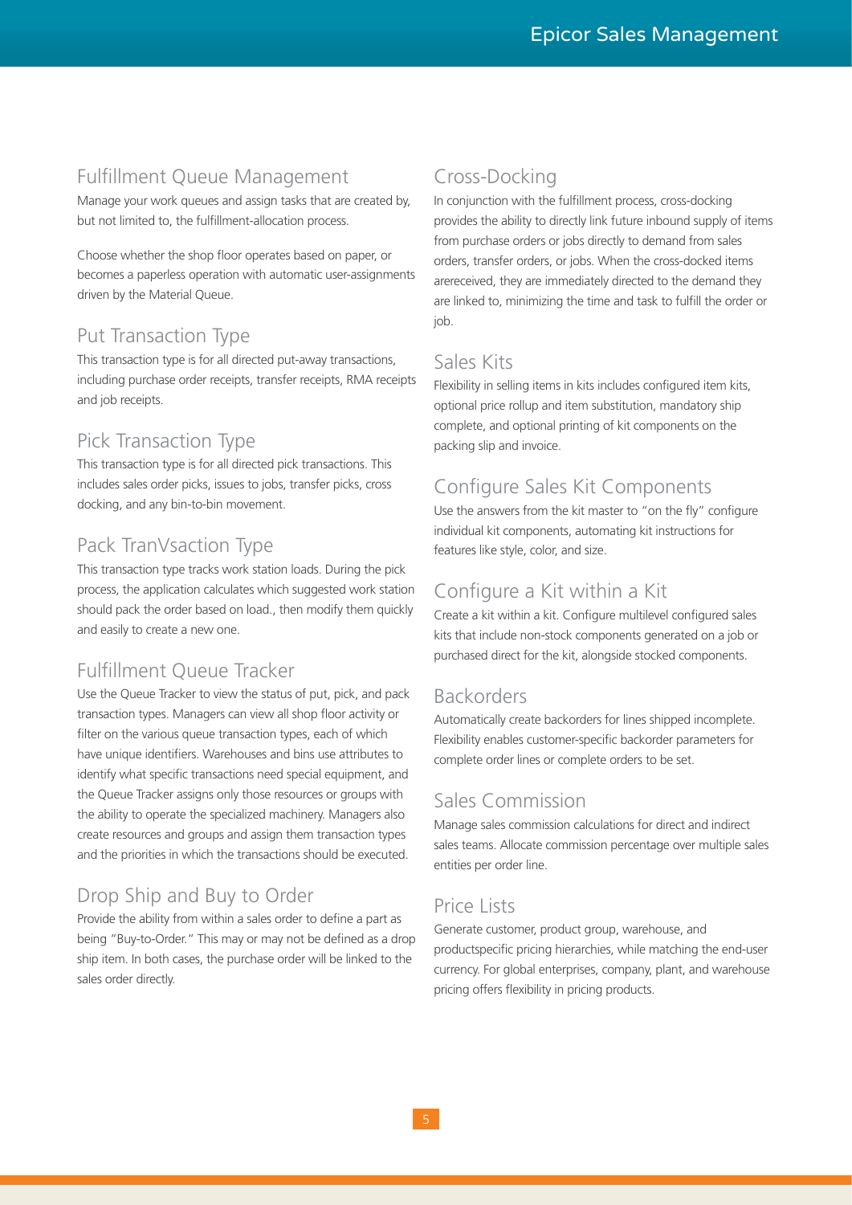## Fulfillment Queue Management

Manage your work queues and assign tasks that are created by, but not limited to, the fulfillment-allocation process.

Choose whether the shop floor operates based on paper, or becomes a paperless operation with automatic user-assignments driven by the Material Queue.

## Put Transaction Type

This transaction type is for all directed put-away transactions, including purchase order receipts, transfer receipts, RMA receipts and job receipts.

## Pick Transaction Type

This transaction type is for all directed pick transactions. This includes sales order picks, issues to jobs, transfer picks, cross docking, and any bin-to-bin movement.

## Pack TranVsaction Type

This transaction type tracks work station loads. During the pick process, the application calculates which suggested work station should pack the order based on load., then modify them quickly and easily to create a new one.

## Fulfillment Queue Tracker

Use the Queue Tracker to view the status of put, pick, and pack transaction types. Managers can view all shop floor activity or filter on the various queue transaction types, each of which have unique identifiers. Warehouses and bins use attributes to identify what specific transactions need special equipment, and the Queue Tracker assigns only those resources or groups with the ability to operate the specialized machinery. Managers also create resources and groups and assign them transaction types and the priorities in which the transactions should be executed.

## Drop Ship and Buy to Order

Provide the ability from within a sales order to define a part as being "Buy-to-Order." This may or may not be defined as a drop ship item. In both cases, the purchase order will be linked to the sales order directly.

## Cross-Docking

In conjunction with the fulfillment process, cross-docking provides the ability to directly link future inbound supply of items from purchase orders or jobs directly to demand from sales orders, transfer orders, or jobs. When the cross-docked items arereceived, they are immediately directed to the demand they are linked to, minimizing the time and task to fulfill the order or job.

## Sales Kits

Flexibility in selling items in kits includes configured item kits, optional price rollup and item substitution, mandatory ship complete, and optional printing of kit components on the packing slip and invoice.

## Configure Sales Kit Components

Use the answers from the kit master to "on the fly" configure individual kit components, automating kit instructions for features like style, color, and size.

## Configure a Kit within a Kit

Create a kit within a kit. Configure multilevel configured sales kits that include non-stock components generated on a job or purchased direct for the kit, alongside stocked components.

## Backorders

Automatically create backorders for lines shipped incomplete. Flexibility enables customer-specific backorder parameters for complete order lines or complete orders to be set.

## Sales Commission

Manage sales commission calculations for direct and indirect sales teams. Allocate commission percentage over multiple sales entities per order line.

## Price Lists

Generate customer, product group, warehouse, and productspecific pricing hierarchies, while matching the end-user currency. For global enterprises, company, plant, and warehouse pricing offers flexibility in pricing products.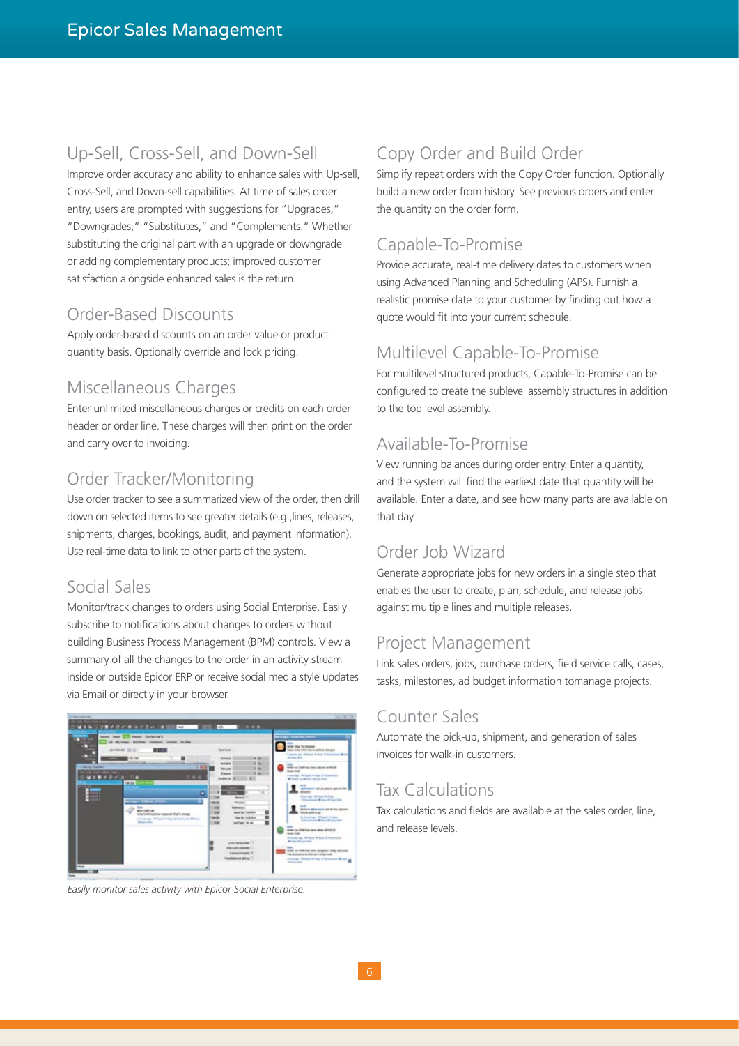## Up-Sell, Cross-Sell, and Down-Sell

Improve order accuracy and ability to enhance sales with Up-sell, Cross-Sell, and Down-sell capabilities. At time of sales order entry, users are prompted with suggestions for "Upgrades," "Downgrades," "Substitutes," and "Complements." Whether substituting the original part with an upgrade or downgrade or adding complementary products; improved customer satisfaction alongside enhanced sales is the return.

## Order-Based Discounts

Apply order-based discounts on an order value or product quantity basis. Optionally override and lock pricing.

## Miscellaneous Charges

Enter unlimited miscellaneous charges or credits on each order header or order line. These charges will then print on the order and carry over to invoicing.

## Order Tracker/Monitoring

Use order tracker to see a summarized view of the order, then drill down on selected items to see greater details (e.g.,lines, releases, shipments, charges, bookings, audit, and payment information). Use real-time data to link to other parts of the system.

## Social Sales

Monitor/track changes to orders using Social Enterprise. Easily subscribe to notifications about changes to orders without building Business Process Management (BPM) controls. View a summary of all the changes to the order in an activity stream inside or outside Epicor ERP or receive social media style updates via Email or directly in your browser.

*Easily monitor sales activity with Epicor Social Enterprise.*

## Copy Order and Build Order

Simplify repeat orders with the Copy Order function. Optionally build a new order from history. See previous orders and enter the quantity on the order form.

## Capable-To-Promise

Provide accurate, real-time delivery dates to customers when using Advanced Planning and Scheduling (APS). Furnish a realistic promise date to your customer by finding out how a quote would fit into your current schedule.

## Multilevel Capable-To-Promise

For multilevel structured products, Capable-To-Promise can be configured to create the sublevel assembly structures in addition to the top level assembly.

## Available-To-Promise

View running balances during order entry. Enter a quantity, and the system will find the earliest date that quantity will be available. Enter a date, and see how many parts are available on that day.

## Order Job Wizard

Generate appropriate jobs for new orders in a single step that enables the user to create, plan, schedule, and release jobs against multiple lines and multiple releases.

## Project Management

Link sales orders, jobs, purchase orders, field service calls, cases, tasks, milestones, ad budget information tomanage projects.

## Counter Sales

Automate the pick-up, shipment, and generation of sales invoices for walk-in customers.

## Tax Calculations

Tax calculations and fields are available at the sales order, line, and release levels.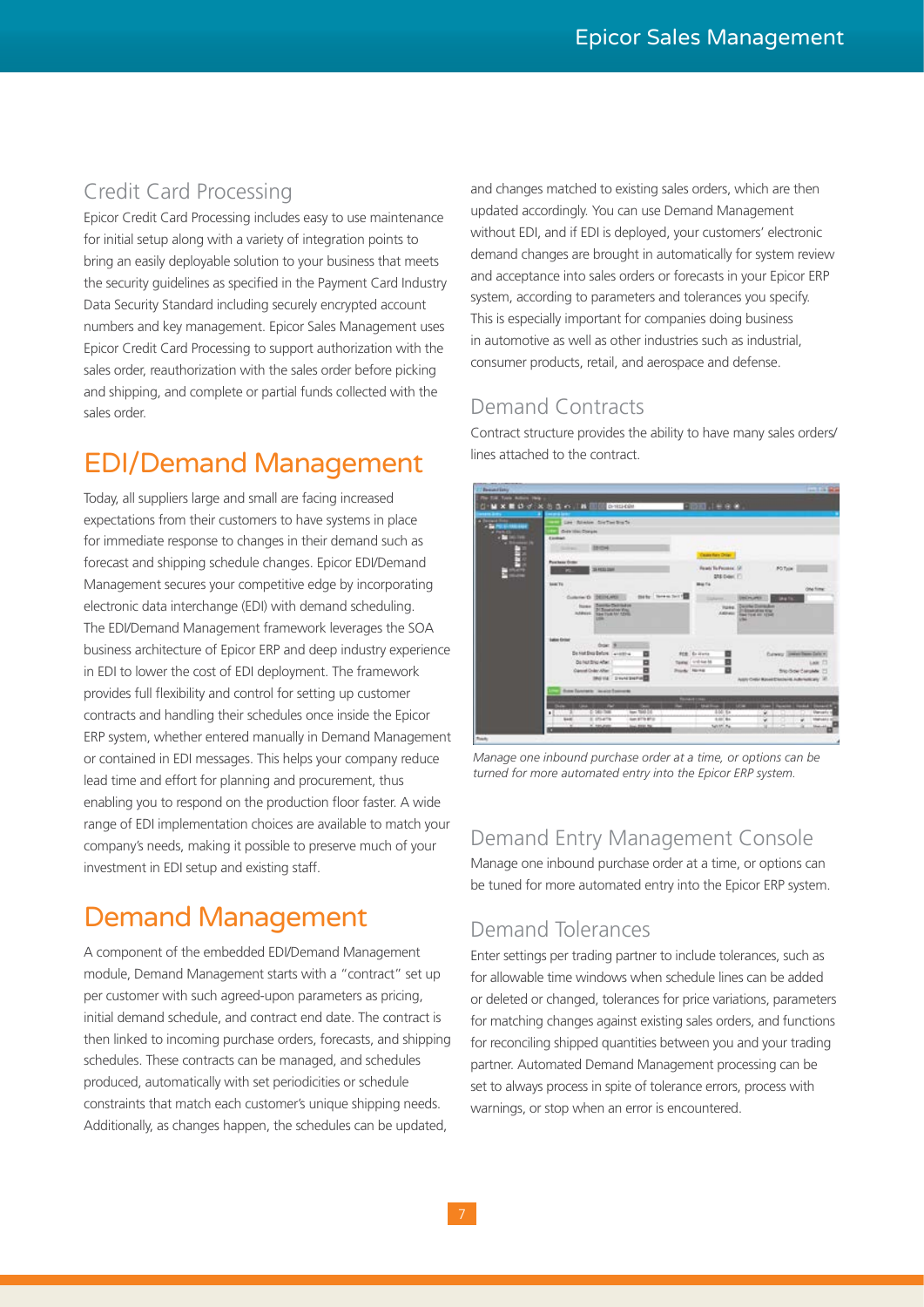## Credit Card Processing

Epicor Credit Card Processing includes easy to use maintenance for initial setup along with a variety of integration points to bring an easily deployable solution to your business that meets the security guidelines as specified in the Payment Card Industry Data Security Standard including securely encrypted account numbers and key management. Epicor Sales Management uses Epicor Credit Card Processing to support authorization with the sales order, reauthorization with the sales order before picking and shipping, and complete or partial funds collected with the sales order.

# EDI/Demand Management

Today, all suppliers large and small are facing increased expectations from their customers to have systems in place for immediate response to changes in their demand such as forecast and shipping schedule changes. Epicor EDI/Demand Management secures your competitive edge by incorporating electronic data interchange (EDI) with demand scheduling. The EDI/Demand Management framework leverages the SOA business architecture of Epicor ERP and deep industry experience in EDI to lower the cost of EDI deployment. The framework provides full flexibility and control for setting up customer contracts and handling their schedules once inside the Epicor ERP system, whether entered manually in Demand Management or contained in EDI messages. This helps your company reduce lead time and effort for planning and procurement, thus enabling you to respond on the production floor faster. A wide range of EDI implementation choices are available to match your company's needs, making it possible to preserve much of your investment in EDI setup and existing staff.

# Demand Management

A component of the embedded EDI/Demand Management module, Demand Management starts with a "contract" set up per customer with such agreed-upon parameters as pricing, initial demand schedule, and contract end date. The contract is then linked to incoming purchase orders, forecasts, and shipping schedules. These contracts can be managed, and schedules produced, automatically with set periodicities or schedule constraints that match each customer's unique shipping needs. Additionally, as changes happen, the schedules can be updated, and changes matched to existing sales orders, which are then updated accordingly. You can use Demand Management without EDI, and if EDI is deployed, your customers' electronic demand changes are brought in automatically for system review and acceptance into sales orders or forecasts in your Epicor ERP system, according to parameters and tolerances you specify. This is especially important for companies doing business in automotive as well as other industries such as industrial, consumer products, retail, and aerospace and defense.

## Demand Contracts

Contract structure provides the ability to have many sales orders/ lines attached to the contract.

*Manage one inbound purchase order at a time, or options can be turned for more automated entry into the Epicor ERP system.*

## Demand Entry Management Console

Manage one inbound purchase order at a time, or options can be tuned for more automated entry into the Epicor ERP system.

## Demand Tolerances

Enter settings per trading partner to include tolerances, such as for allowable time windows when schedule lines can be added or deleted or changed, tolerances for price variations, parameters for matching changes against existing sales orders, and functions for reconciling shipped quantities between you and your trading partner. Automated Demand Management processing can be set to always process in spite of tolerance errors, process with warnings, or stop when an error is encountered.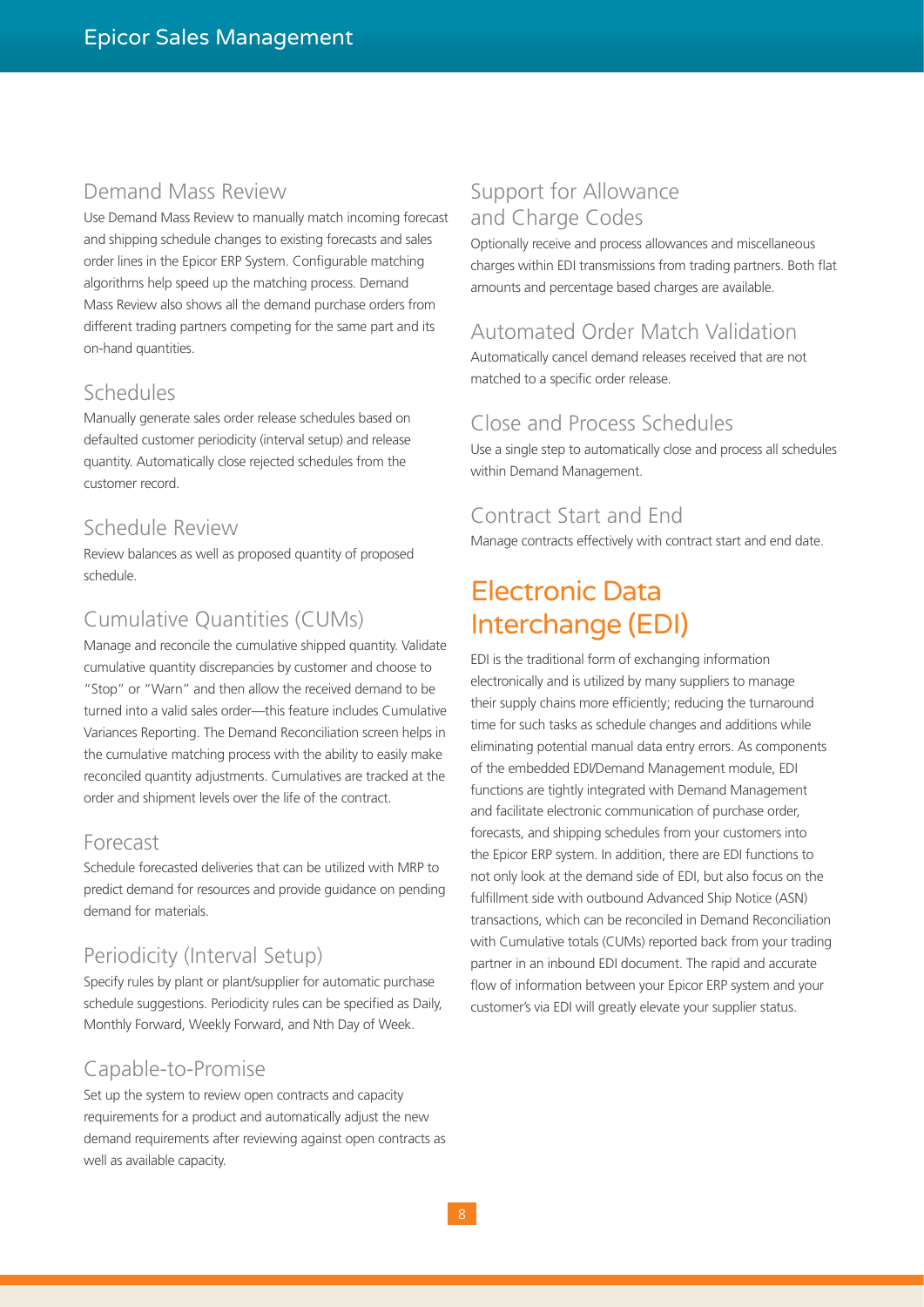## Demand Mass Review

Use Demand Mass Review to manually match incoming forecast and shipping schedule changes to existing forecasts and sales order lines in the Epicor ERP System. Configurable matching algorithms help speed up the matching process. Demand Mass Review also shows all the demand purchase orders from different trading partners competing for the same part and its on-hand quantities.

## Schedules

Manually generate sales order release schedules based on defaulted customer periodicity (interval setup) and release quantity. Automatically close rejected schedules from the customer record.

## Schedule Review

Review balances as well as proposed quantity of proposed schedule.

## Cumulative Quantities (CUMs)

Manage and reconcile the cumulative shipped quantity. Validate cumulative quantity discrepancies by customer and choose to "Stop" or "Warn" and then allow the received demand to be turned into a valid sales order—this feature includes Cumulative Variances Reporting. The Demand Reconciliation screen helps in the cumulative matching process with the ability to easily make reconciled quantity adjustments. Cumulatives are tracked at the order and shipment levels over the life of the contract.

## Forecast

Schedule forecasted deliveries that can be utilized with MRP to predict demand for resources and provide guidance on pending demand for materials.

## Periodicity (Interval Setup)

Specify rules by plant or plant/supplier for automatic purchase schedule suggestions. Periodicity rules can be specified as Daily, Monthly Forward, Weekly Forward, and Nth Day of Week.

## Capable-to-Promise

Set up the system to review open contracts and capacity requirements for a product and automatically adjust the new demand requirements after reviewing against open contracts as well as available capacity.

## Support for Allowance and Charge Codes

Optionally receive and process allowances and miscellaneous charges within EDI transmissions from trading partners. Both flat amounts and percentage based charges are available.

## Automated Order Match Validation

Automatically cancel demand releases received that are not matched to a specific order release.

## Close and Process Schedules

Use a single step to automatically close and process all schedules within Demand Management.

## Contract Start and End

Manage contracts effectively with contract start and end date.

# Electronic Data Interchange (EDI)

EDI is the traditional form of exchanging information electronically and is utilized by many suppliers to manage their supply chains more efficiently; reducing the turnaround time for such tasks as schedule changes and additions while eliminating potential manual data entry errors. As components of the embedded EDI/Demand Management module, EDI functions are tightly integrated with Demand Management and facilitate electronic communication of purchase order, forecasts, and shipping schedules from your customers into the Epicor ERP system. In addition, there are EDI functions to not only look at the demand side of EDI, but also focus on the fulfillment side with outbound Advanced Ship Notice (ASN) transactions, which can be reconciled in Demand Reconciliation with Cumulative totals (CUMs) reported back from your trading partner in an inbound EDI document. The rapid and accurate flow of information between your Epicor ERP system and your customer's via EDI will greatly elevate your supplier status.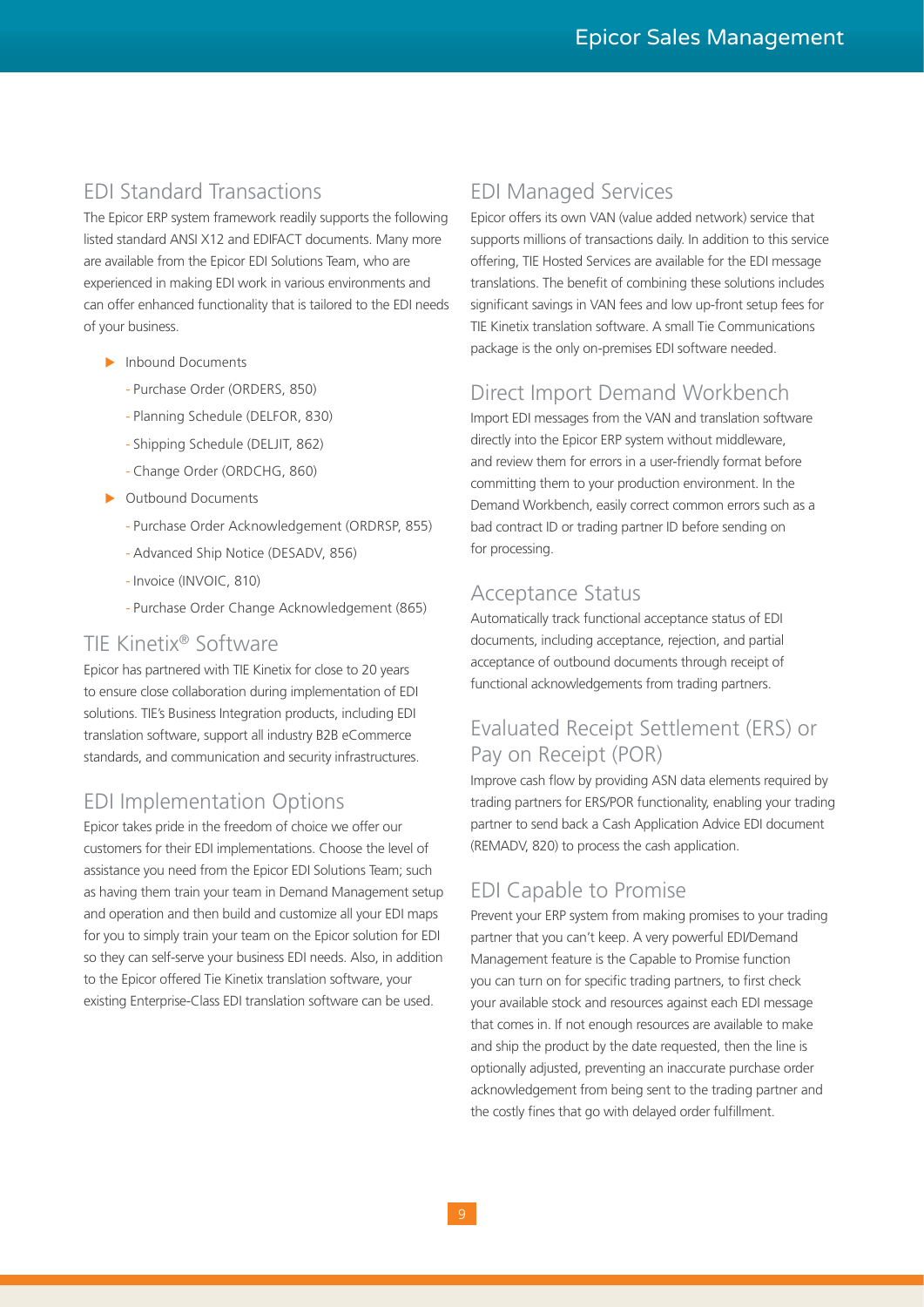## EDI Standard Transactions

The Epicor ERP system framework readily supports the following listed standard ANSI X12 and EDIFACT documents. Many more are available from the Epicor EDI Solutions Team, who are experienced in making EDI work in various environments and can offer enhanced functionality that is tailored to the EDI needs of your business.

- Inbound Documents
  - Purchase Order (ORDERS, 850)
  - Planning Schedule (DELFOR, 830)
  - Shipping Schedule (DELJIT, 862)
  - Change Order (ORDCHG, 860)
- Outbound Documents
  - Purchase Order Acknowledgement (ORDRSP, 855)
  - Advanced Ship Notice (DESADV, 856)
  - Invoice (INVOIC, 810)
  - Purchase Order Change Acknowledgement (865)

## TIE Kinetix® Software

Epicor has partnered with TIE Kinetix for close to 20 years to ensure close collaboration during implementation of EDI solutions. TIE's Business Integration products, including EDI translation software, support all industry B2B eCommerce standards, and communication and security infrastructures.

## EDI Implementation Options

Epicor takes pride in the freedom of choice we offer our customers for their EDI implementations. Choose the level of assistance you need from the Epicor EDI Solutions Team; such as having them train your team in Demand Management setup and operation and then build and customize all your EDI maps for you to simply train your team on the Epicor solution for EDI so they can self-serve your business EDI needs. Also, in addition to the Epicor offered Tie Kinetix translation software, your existing Enterprise-Class EDI translation software can be used.

## EDI Managed Services

Epicor offers its own VAN (value added network) service that supports millions of transactions daily. In addition to this service offering, TIE Hosted Services are available for the EDI message translations. The benefit of combining these solutions includes significant savings in VAN fees and low up-front setup fees for TIE Kinetix translation software. A small Tie Communications package is the only on-premises EDI software needed.

## Direct Import Demand Workbench

Import EDI messages from the VAN and translation software directly into the Epicor ERP system without middleware, and review them for errors in a user-friendly format before committing them to your production environment. In the Demand Workbench, easily correct common errors such as a bad contract ID or trading partner ID before sending on for processing.

## Acceptance Status

Automatically track functional acceptance status of EDI documents, including acceptance, rejection, and partial acceptance of outbound documents through receipt of functional acknowledgements from trading partners.

## Evaluated Receipt Settlement (ERS) or Pay on Receipt (POR)

Improve cash flow by providing ASN data elements required by trading partners for ERS/POR functionality, enabling your trading partner to send back a Cash Application Advice EDI document (REMADV, 820) to process the cash application.

## EDI Capable to Promise

Prevent your ERP system from making promises to your trading partner that you can't keep. A very powerful EDI/Demand Management feature is the Capable to Promise function you can turn on for specific trading partners, to first check your available stock and resources against each EDI message that comes in. If not enough resources are available to make and ship the product by the date requested, then the line is optionally adjusted, preventing an inaccurate purchase order acknowledgement from being sent to the trading partner and the costly fines that go with delayed order fulfillment.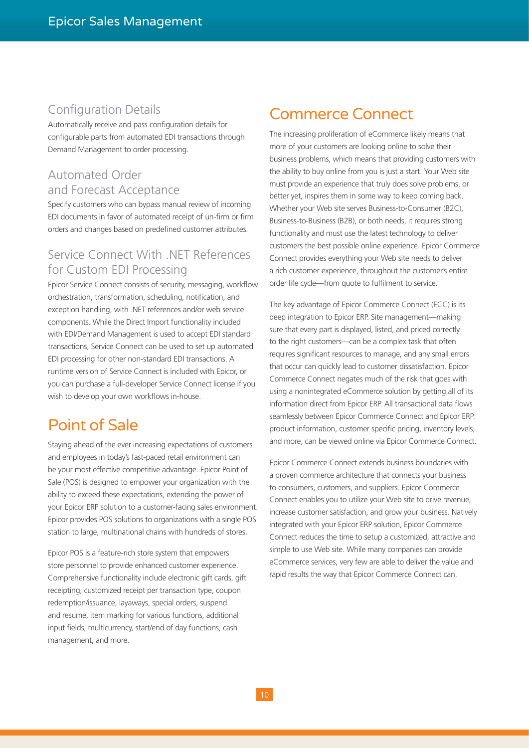### Configuration Details

Automatically receive and pass configuration details for configurable parts from automated EDI transactions through Demand Management to order processing.

### Automated Order and Forecast Acceptance

Specify customers who can bypass manual review of incoming EDI documents in favor of automated receipt of un-firm or firm orders and changes based on predefined customer attributes.

### Service Connect With .NET References for Custom EDI Processing

Epicor Service Connect consists of security, messaging, workflow orchestration, transformation, scheduling, notification, and exception handling, with .NET references and/or web service components. While the Direct Import functionality included with EDI/Demand Management is used to accept EDI standard transactions, Service Connect can be used to set up automated EDI processing for other non-standard EDI transactions. A runtime version of Service Connect is included with Epicor, or you can purchase a full-developer Service Connect license if you wish to develop your own workflows in-house.

## Point of Sale

Staying ahead of the ever increasing expectations of customers and employees in today's fast-paced retail environment can be your most effective competitive advantage. Epicor Point of Sale (POS) is designed to empower your organization with the ability to exceed these expectations, extending the power of your Epicor ERP solution to a customer-facing sales environment. Epicor provides POS solutions to organizations with a single POS station to large, multinational chains with hundreds of stores.

Epicor POS is a feature-rich store system that empowers store personnel to provide enhanced customer experience. Comprehensive functionality include electronic gift cards, gift receipting, customized receipt per transaction type, coupon redemption/issuance, layaways, special orders, suspend and resume, item marking for various functions, additional input fields, multicurrency, start/end of day functions, cash management, and more.

## Commerce Connect

The increasing proliferation of eCommerce likely means that more of your customers are looking online to solve their business problems, which means that providing customers with the ability to buy online from you is just a start. Your Web site must provide an experience that truly does solve problems, or better yet, inspires them in some way to keep coming back. Whether your Web site serves Business-to-Consumer (B2C), Business-to-Business (B2B), or both needs, it requires strong functionality and must use the latest technology to deliver customers the best possible online experience. Epicor Commerce Connect provides everything your Web site needs to deliver a rich customer experience, throughout the customer's entire order life cycle—from quote to fulfilment to service.

The key advantage of Epicor Commerce Connect (ECC) is its deep integration to Epicor ERP. Site management—making sure that every part is displayed, listed, and priced correctly to the right customers—can be a complex task that often requires significant resources to manage, and any small errors that occur can quickly lead to customer dissatisfaction. Epicor Commerce Connect negates much of the risk that goes with using a nonintegrated eCommerce solution by getting all of its information direct from Epicor ERP. All transactional data flows seamlessly between Epicor Commerce Connect and Epicor ERP: product information, customer specific pricing, inventory levels, and more, can be viewed online via Epicor Commerce Connect.

Epicor Commerce Connect extends business boundaries with a proven commerce architecture that connects your business to consumers, customers, and suppliers. Epicor Commerce Connect enables you to utilize your Web site to drive revenue, increase customer satisfaction, and grow your business. Natively integrated with your Epicor ERP solution, Epicor Commerce Connect reduces the time to setup a customized, attractive and simple to use Web site. While many companies can provide eCommerce services, very few are able to deliver the value and rapid results the way that Epicor Commerce Connect can.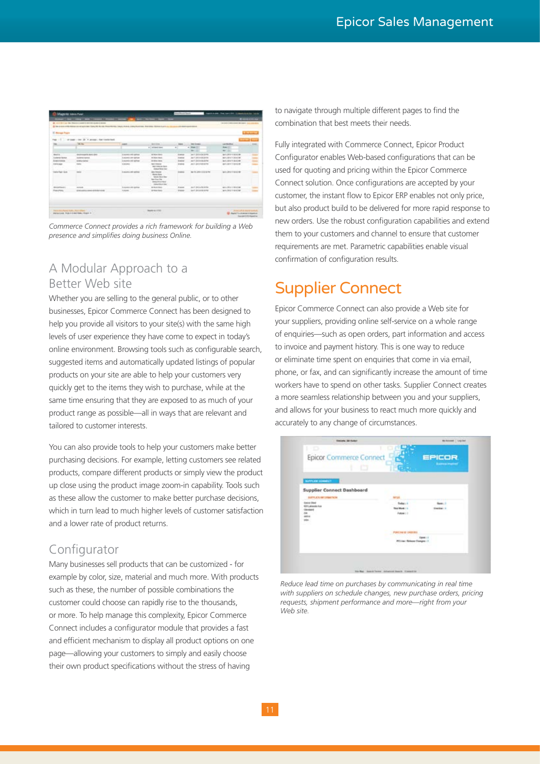*Commerce Connect provides a rich framework for building a Web presence and simplifies doing business Online.*

## A Modular Approach to a Better Web site

Whether you are selling to the general public, or to other businesses, Epicor Commerce Connect has been designed to help you provide all visitors to your site(s) with the same high levels of user experience they have come to expect in today's online environment. Browsing tools such as configurable search, suggested items and automatically updated listings of popular products on your site are able to help your customers very quickly get to the items they wish to purchase, while at the same time ensuring that they are exposed to as much of your product range as possible—all in ways that are relevant and tailored to customer interests.

You can also provide tools to help your customers make better purchasing decisions. For example, letting customers see related products, compare different products or simply view the product up close using the product image zoom-in capability. Tools such as these allow the customer to make better purchase decisions, which in turn lead to much higher levels of customer satisfaction and a lower rate of product returns.

## Configurator

Many businesses sell products that can be customized - for example by color, size, material and much more. With products such as these, the number of possible combinations the customer could choose can rapidly rise to the thousands, or more. To help manage this complexity, Epicor Commerce Connect includes a configurator module that provides a fast and efficient mechanism to display all product options on one page—allowing your customers to simply and easily choose their own product specifications without the stress of having to navigate through multiple different pages to find the combination that best meets their needs.

Fully integrated with Commerce Connect, Epicor Product Configurator enables Web-based configurations that can be used for quoting and pricing within the Epicor Commerce Connect solution. Once configurations are accepted by your customer, the instant flow to Epicor ERP enables not only price, but also product build to be delivered for more rapid response to new orders. Use the robust configuration capabilities and extend them to your customers and channel to ensure that customer requirements are met. Parametric capabilities enable visual confirmation of configuration results.

# Supplier Connect

Epicor Commerce Connect can also provide a Web site for your suppliers, providing online self-service on a whole range of enquiries—such as open orders, part information and access to invoice and payment history. This is one way to reduce or eliminate time spent on enquiries that come in via email, phone, or fax, and can significantly increase the amount of time workers have to spend on other tasks. Supplier Connect creates a more seamless relationship between you and your suppliers, and allows for your business to react much more quickly and accurately to any change of circumstances.

*Reduce lead time on purchases by communicating in real time with suppliers on schedule changes, new purchase orders, pricing requests, shipment performance and more—right from your Web site.*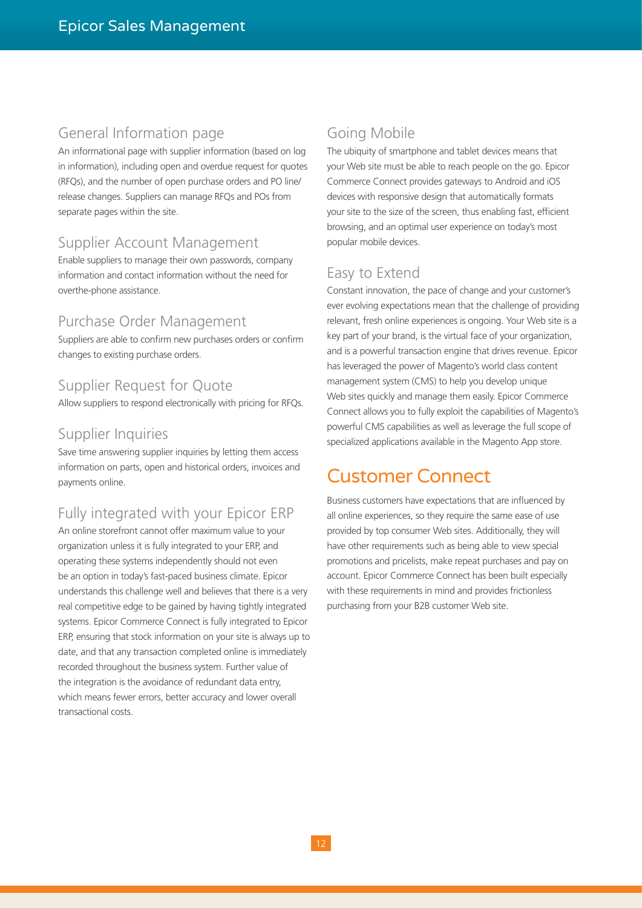### General Information page

An informational page with supplier information (based on log in information), including open and overdue request for quotes (RFQs), and the number of open purchase orders and PO line/ release changes. Suppliers can manage RFQs and POs from separate pages within the site.

### Supplier Account Management

Enable suppliers to manage their own passwords, company information and contact information without the need for overthe-phone assistance.

### Purchase Order Management

Suppliers are able to confirm new purchases orders or confirm changes to existing purchase orders.

### Supplier Request for Quote

Allow suppliers to respond electronically with pricing for RFQs.

### Supplier Inquiries

Save time answering supplier inquiries by letting them access information on parts, open and historical orders, invoices and payments online.

### Fully integrated with your Epicor ERP

An online storefront cannot offer maximum value to your organization unless it is fully integrated to your ERP, and operating these systems independently should not even be an option in today's fast-paced business climate. Epicor understands this challenge well and believes that there is a very real competitive edge to be gained by having tightly integrated systems. Epicor Commerce Connect is fully integrated to Epicor ERP, ensuring that stock information on your site is always up to date, and that any transaction completed online is immediately recorded throughout the business system. Further value of the integration is the avoidance of redundant data entry, which means fewer errors, better accuracy and lower overall transactional costs.

### Going Mobile

The ubiquity of smartphone and tablet devices means that your Web site must be able to reach people on the go. Epicor Commerce Connect provides gateways to Android and iOS devices with responsive design that automatically formats your site to the size of the screen, thus enabling fast, efficient browsing, and an optimal user experience on today's most popular mobile devices.

### Easy to Extend

Constant innovation, the pace of change and your customer's ever evolving expectations mean that the challenge of providing relevant, fresh online experiences is ongoing. Your Web site is a key part of your brand, is the virtual face of your organization, and is a powerful transaction engine that drives revenue. Epicor has leveraged the power of Magento's world class content management system (CMS) to help you develop unique Web sites quickly and manage them easily. Epicor Commerce Connect allows you to fully exploit the capabilities of Magento's powerful CMS capabilities as well as leverage the full scope of specialized applications available in the Magento App store.

## Customer Connect

Business customers have expectations that are influenced by all online experiences, so they require the same ease of use provided by top consumer Web sites. Additionally, they will have other requirements such as being able to view special promotions and pricelists, make repeat purchases and pay on account. Epicor Commerce Connect has been built especially with these requirements in mind and provides frictionless purchasing from your B2B customer Web site.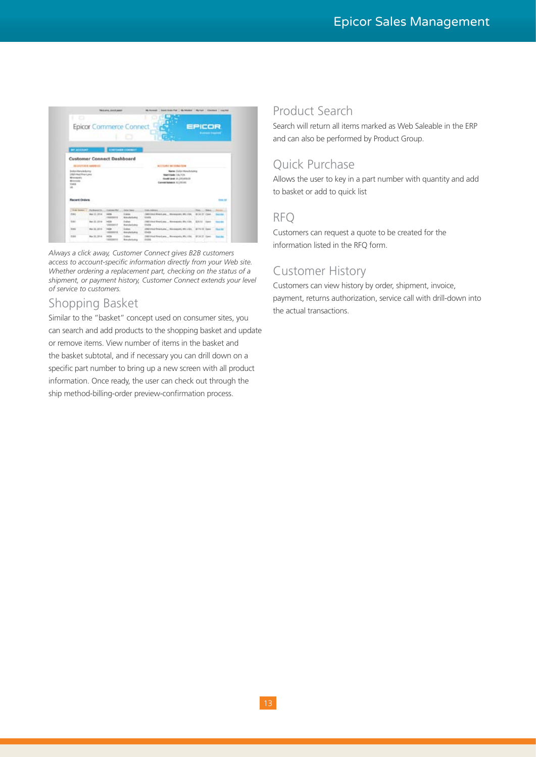*Always a click away, Customer Connect gives B2B customers access to account-specific information directly from your Web site. Whether ordering a replacement part, checking on the status of a shipment, or payment history, Customer Connect extends your level of service to customers.*

## Shopping Basket

Similar to the "basket" concept used on consumer sites, you can search and add products to the shopping basket and update or remove items. View number of items in the basket and the basket subtotal, and if necessary you can drill down on a specific part number to bring up a new screen with all product information. Once ready, the user can check out through the ship method-billing-order preview-confirmation process.

## Product Search

Search will return all items marked as Web Saleable in the ERP and can also be performed by Product Group.

## Quick Purchase

Allows the user to key in a part number with quantity and add to basket or add to quick list

## RFQ

Customers can request a quote to be created for the information listed in the RFQ form.

## Customer History

Customers can view history by order, shipment, invoice, payment, returns authorization, service call with drill-down into the actual transactions.